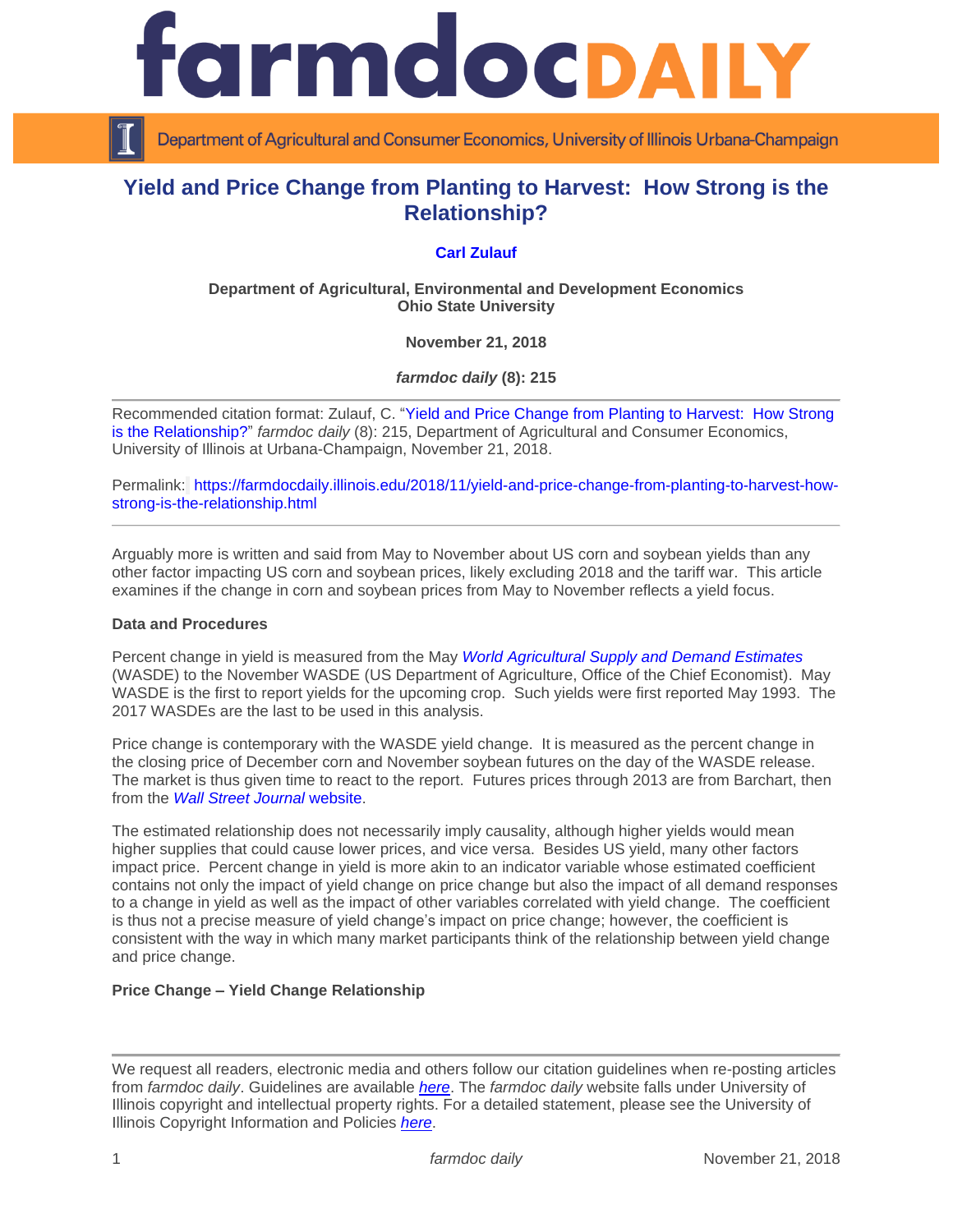# farmdoc DAILY

Department of Agricultural and Consumer Economics, University of Illinois Urbana-Champaign

## Yield and Price Change from Planting to Harvest: How Strong is the Relationship?

**Carl Zulauf**

**Department of Agricultural, Environmental and Development Economics**
**Ohio State University**

**November 21, 2018**

***farmdoc daily* (8): 215**

Recommended citation format: Zulauf, C. "Yield and Price Change from Planting to Harvest: How Strong is the Relationship?" *farmdoc daily* (8): 215, Department of Agricultural and Consumer Economics, University of Illinois at Urbana-Champaign, November 21, 2018.

Permalink: https://farmdocdaily.illinois.edu/2018/11/yield-and-price-change-from-planting-to-harvest-how-strong-is-the-relationship.html

---

Arguably more is written and said from May to November about US corn and soybean yields than any other factor impacting US corn and soybean prices, likely excluding 2018 and the tariff war. This article examines if the change in corn and soybean prices from May to November reflects a yield focus.

**Data and Procedures**

Percent change in yield is measured from the May *World Agricultural Supply and Demand Estimates* (WASDE) to the November WASDE (US Department of Agriculture, Office of the Chief Economist). May WASDE is the first to report yields for the upcoming crop. Such yields were first reported May 1993. The 2017 WASDEs are the last to be used in this analysis.

Price change is contemporary with the WASDE yield change. It is measured as the percent change in the closing price of December corn and November soybean futures on the day of the WASDE release. The market is thus given time to react to the report. Futures prices through 2013 are from Barchart, then from the *Wall Street Journal* website.

The estimated relationship does not necessarily imply causality, although higher yields would mean higher supplies that could cause lower prices, and vice versa. Besides US yield, many other factors impact price. Percent change in yield is more akin to an indicator variable whose estimated coefficient contains not only the impact of yield change on price change but also the impact of all demand responses to a change in yield as well as the impact of other variables correlated with yield change. The coefficient is thus not a precise measure of yield change's impact on price change; however, the coefficient is consistent with the way in which many market participants think of the relationship between yield change and price change.

**Price Change – Yield Change Relationship**

---

We request all readers, electronic media and others follow our citation guidelines when re-posting articles from *farmdoc daily*. Guidelines are available *here*. The *farmdoc daily* website falls under University of Illinois copyright and intellectual property rights. For a detailed statement, please see the University of Illinois Copyright Information and Policies *here*.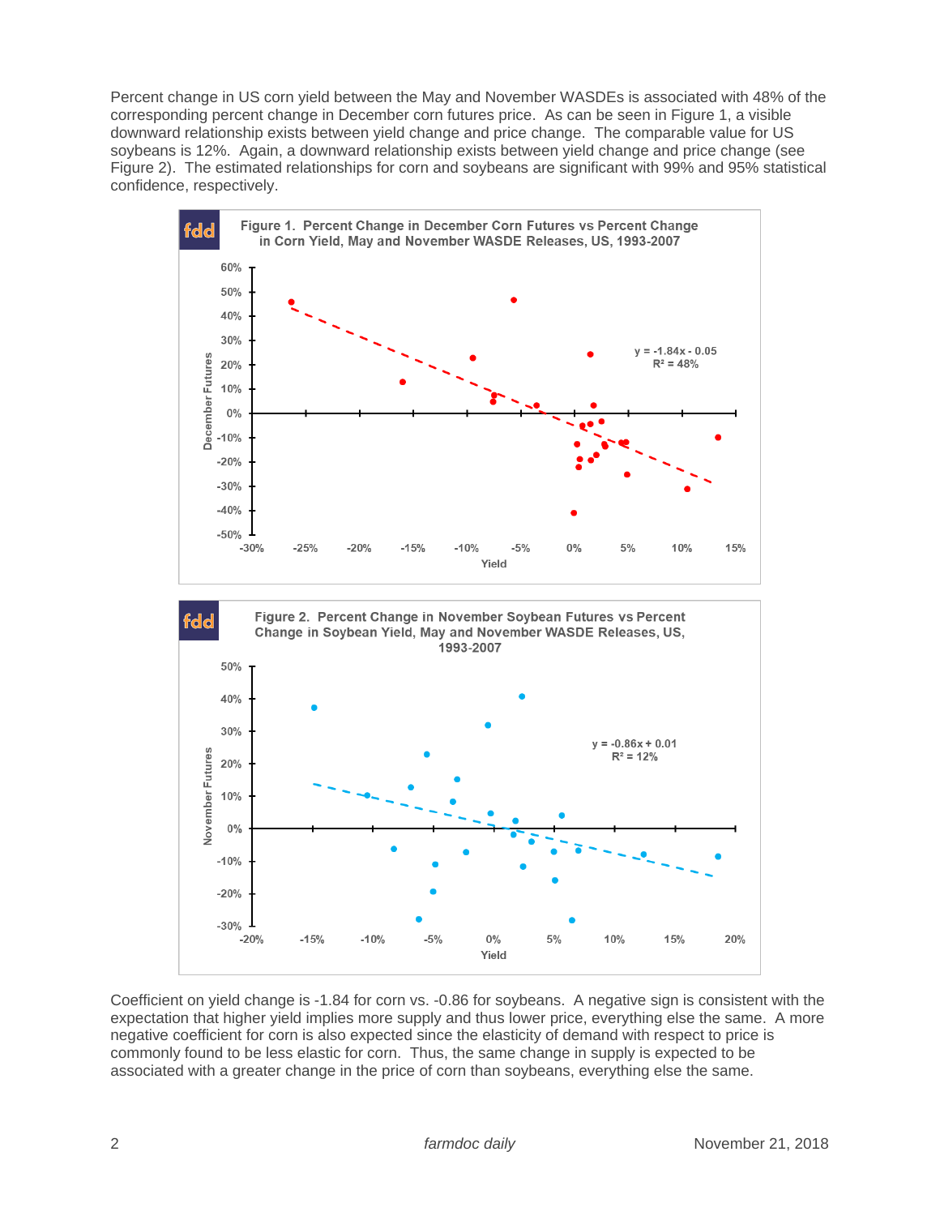Percent change in US corn yield between the May and November WASDEs is associated with 48% of the corresponding percent change in December corn futures price. As can be seen in Figure 1, a visible downward relationship exists between yield change and price change. The comparable value for US soybeans is 12%. Again, a downward relationship exists between yield change and price change (see Figure 2). The estimated relationships for corn and soybeans are significant with 99% and 95% statistical confidence, respectively.

**Figure 1. Percent Change in December Corn Futures vs Percent Change in Corn Yield, May and November WASDE Releases, US, 1993-2007**

$y = -1.84x - 0.05$

$R^2 = 48\%$

**Figure 2. Percent Change in November Soybean Futures vs Percent Change in Soybean Yield, May and November WASDE Releases, US, 1993-2007**

$y = -0.86x + 0.01$

$R^2 = 12\%$

Coefficient on yield change is -1.84 for corn vs. -0.86 for soybeans. A negative sign is consistent with the expectation that higher yield implies more supply and thus lower price, everything else the same. A more negative coefficient for corn is also expected since the elasticity of demand with respect to price is commonly found to be less elastic for corn. Thus, the same change in supply is expected to be associated with a greater change in the price of corn than soybeans, everything else the same.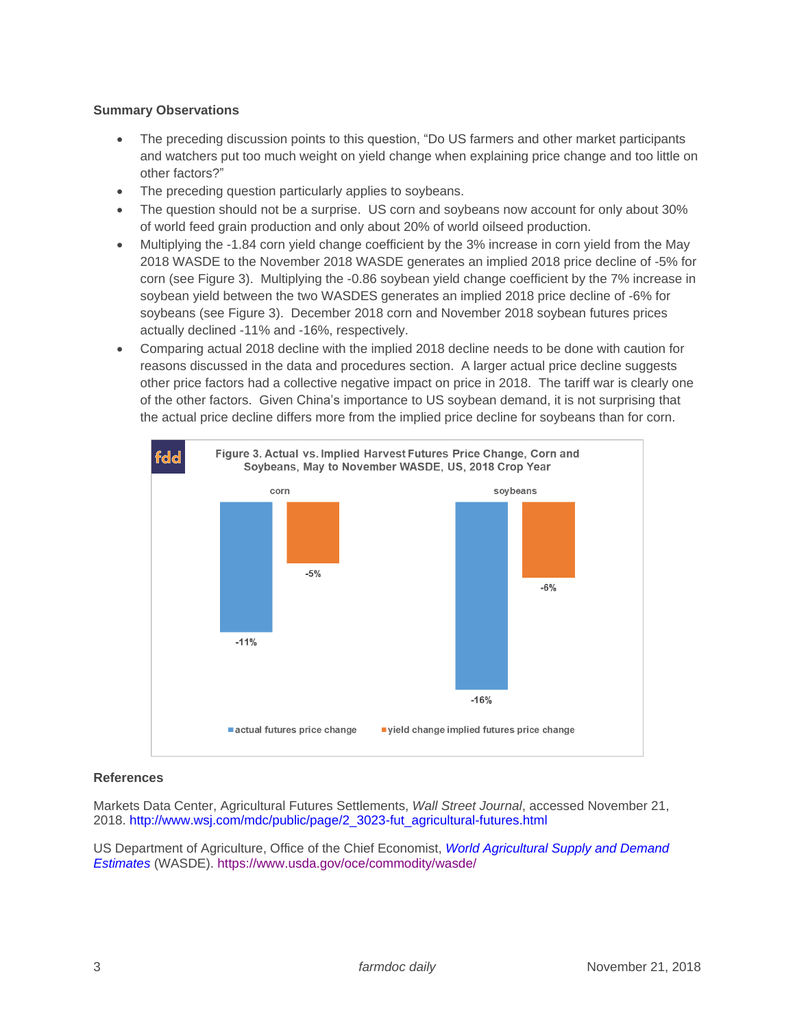**Summary Observations**

- The preceding discussion points to this question, "Do US farmers and other market participants and watchers put too much weight on yield change when explaining price change and too little on other factors?"
- The preceding question particularly applies to soybeans.
- The question should not be a surprise. US corn and soybeans now account for only about 30% of world feed grain production and only about 20% of world oilseed production.
- Multiplying the -1.84 corn yield change coefficient by the 3% increase in corn yield from the May 2018 WASDE to the November 2018 WASDE generates an implied 2018 price decline of -5% for corn (see Figure 3). Multiplying the -0.86 soybean yield change coefficient by the 7% increase in soybean yield between the two WASDES generates an implied 2018 price decline of -6% for soybeans (see Figure 3). December 2018 corn and November 2018 soybean futures prices actually declined -11% and -16%, respectively.
- Comparing actual 2018 decline with the implied 2018 decline needs to be done with caution for reasons discussed in the data and procedures section. A larger actual price decline suggests other price factors had a collective negative impact on price in 2018. The tariff war is clearly one of the other factors. Given China's importance to US soybean demand, it is not surprising that the actual price decline differs more from the implied price decline for soybeans than for corn.

fdd

Figure 3. Actual vs. Implied Harvest Futures Price Change, Corn and Soybeans, May to November WASDE, US, 2018 Crop Year

corn

-11%

-5%

soybeans

-16%

-6%

actual futures price change

yield change implied futures price change

**References**

Markets Data Center, Agricultural Futures Settlements, *Wall Street Journal*, accessed November 21, 2018. http://www.wsj.com/mdc/public/page/2_3023-fut_agricultural-futures.html

US Department of Agriculture, Office of the Chief Economist, *World Agricultural Supply and Demand Estimates* (WASDE). https://www.usda.gov/oce/commodity/wasde/